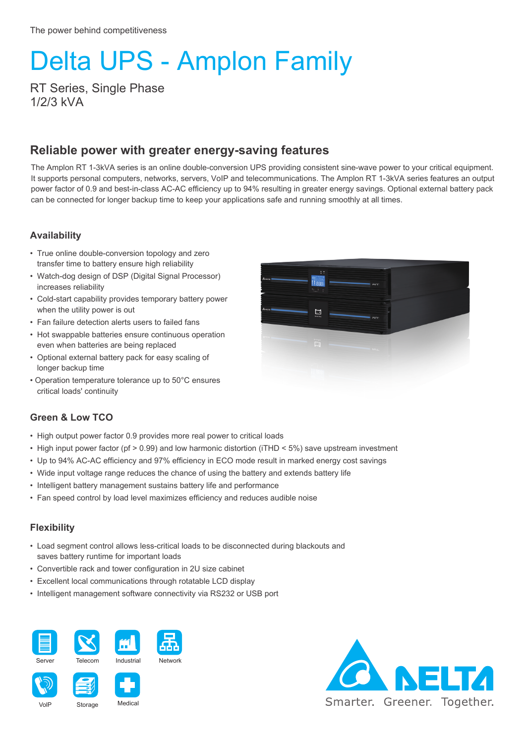The power behind competitiveness

# Delta UPS - Amplon Family

RT Series, Single Phase
1/2/3 kVA

## Reliable power with greater energy-saving features

The Amplon RT 1-3kVA series is an online double-conversion UPS providing consistent sine-wave power to your critical equipment. It supports personal computers, networks, servers, VoIP and telecommunications. The Amplon RT 1-3kVA series features an output power factor of 0.9 and best-in-class AC-AC efficiency up to 94% resulting in greater energy savings. Optional external battery pack can be connected for longer backup time to keep your applications safe and running smoothly at all times.

### Availability

- True online double-conversion topology and zero transfer time to battery ensure high reliability
- Watch-dog design of DSP (Digital Signal Processor) increases reliability
- Cold-start capability provides temporary battery power when the utility power is out
- Fan failure detection alerts users to failed fans
- Hot swappable batteries ensure continuous operation even when batteries are being replaced
- Optional external battery pack for easy scaling of longer backup time
- Operation temperature tolerance up to 50°C ensures critical loads' continuity

### Green & Low TCO

- High output power factor 0.9 provides more real power to critical loads
- High input power factor (pf > 0.99) and low harmonic distortion (iTHD < 5%) save upstream investment
- Up to 94% AC-AC efficiency and 97% efficiency in ECO mode result in marked energy cost savings
- Wide input voltage range reduces the chance of using the battery and extends battery life
- Intelligent battery management sustains battery life and performance
- Fan speed control by load level maximizes efficiency and reduces audible noise

### Flexibility

- Load segment control allows less-critical loads to be disconnected during blackouts and saves battery runtime for important loads
- Convertible rack and tower configuration in 2U size cabinet
- Excellent local communications through rotatable LCD display
- Intelligent management software connectivity via RS232 or USB port

Server Telecom Industrial Network

VoIP Storage Medical

DELTA
Smarter. Greener. Together.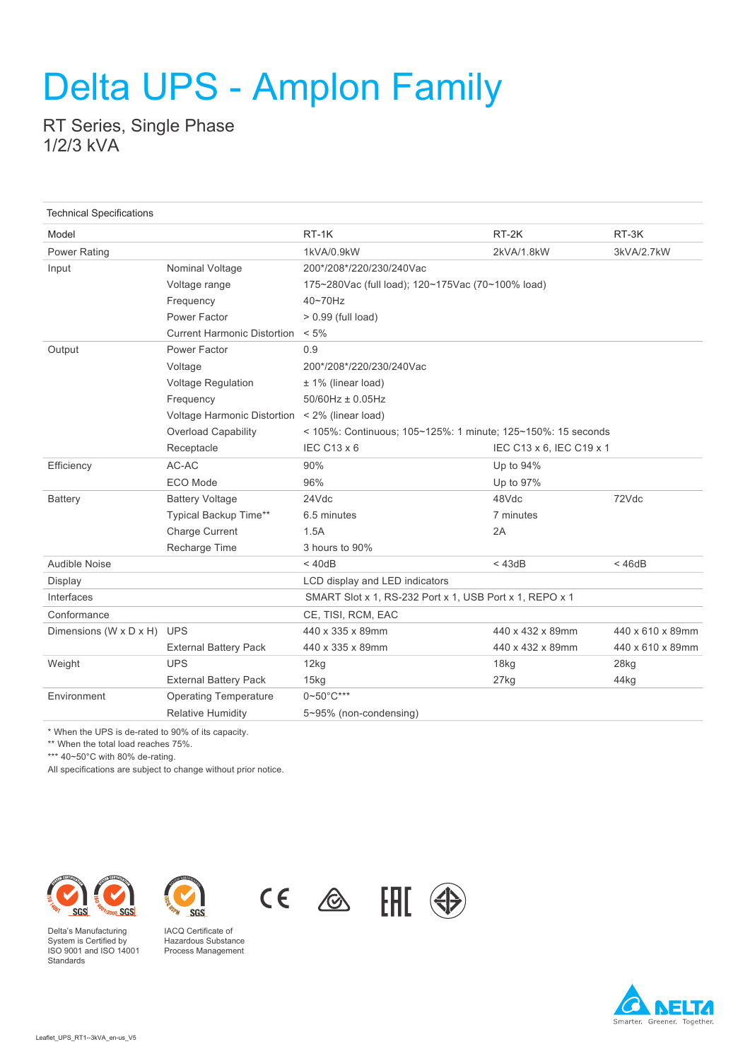# Delta UPS - Amplon Family

RT Series, Single Phase
1/2/3 kVA

| Technical Specifications | | | | |
|---|---|---|---|---|
| Model | | RT-1K | RT-2K | RT-3K |
| Power Rating | | 1kVA/0.9kW | 2kVA/1.8kW | 3kVA/2.7kW |
| Input | Nominal Voltage | 200*/208*/220/230/240Vac | | |
| | Voltage range | 175~280Vac (full load); 120~175Vac (70~100% load) | | |
| | Frequency | 40~70Hz | | |
| | Power Factor | > 0.99 (full load) | | |
| | Current Harmonic Distortion | < 5% | | |
| Output | Power Factor | 0.9 | | |
| | Voltage | 200*/208*/220/230/240Vac | | |
| | Voltage Regulation | ± 1% (linear load) | | |
| | Frequency | 50/60Hz ± 0.05Hz | | |
| | Voltage Harmonic Distortion | < 2% (linear load) | | |
| | Overload Capability | < 105%: Continuous; 105~125%: 1 minute; 125~150%: 15 seconds | | |
| | Receptacle | IEC C13 x 6 | IEC C13 x 6, IEC C19 x 1 | |
| Efficiency | AC-AC | 90% | Up to 94% | |
| | ECO Mode | 96% | Up to 97% | |
| Battery | Battery Voltage | 24Vdc | 48Vdc | 72Vdc |
| | Typical Backup Time** | 6.5 minutes | 7 minutes | |
| | Charge Current | 1.5A | 2A | |
| | Recharge Time | 3 hours to 90% | | |
| Audible Noise | | < 40dB | < 43dB | < 46dB |
| Display | | LCD display and LED indicators | | |
| Interfaces | | SMART Slot x 1, RS-232 Port x 1, USB Port x 1, REPO x 1 | | |
| Conformance | | CE, TISI, RCM, EAC | | |
| Dimensions (W x D x H) | UPS | 440 x 335 x 89mm | 440 x 432 x 89mm | 440 x 610 x 89mm |
| | External Battery Pack | 440 x 335 x 89mm | 440 x 432 x 89mm | 440 x 610 x 89mm |
| Weight | UPS | 12kg | 18kg | 28kg |
| | External Battery Pack | 15kg | 27kg | 44kg |
| Environment | Operating Temperature | 0~50°C*** | | |
| | Relative Humidity | 5~95% (non-condensing) | | |

* When the UPS is de-rated to 90% of its capacity.
** When the total load reaches 75%.
*** 40~50°C with 80% de-rating.
All specifications are subject to change without prior notice.

Delta's Manufacturing System is Certified by ISO 9001 and ISO 14001 Standards

IACQ Certificate of Hazardous Substance Process Management

Smarter. Greener. Together.

Leaflet_UPS_RT1~3kVA_en-us_V5